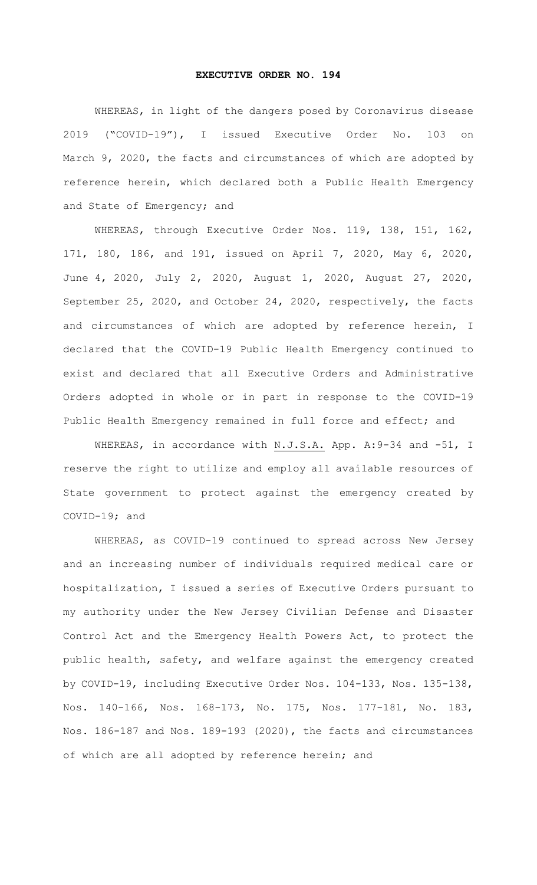# EXECUTIVE ORDER NO. 194

WHEREAS, in light of the dangers posed by Coronavirus disease 2019 ("COVID-19"), I issued Executive Order No. 103 on March 9, 2020, the facts and circumstances of which are adopted by reference herein, which declared both a Public Health Emergency and State of Emergency; and

WHEREAS, through Executive Order Nos. 119, 138, 151, 162, 171, 180, 186, and 191, issued on April 7, 2020, May 6, 2020, June 4, 2020, July 2, 2020, August 1, 2020, August 27, 2020, September 25, 2020, and October 24, 2020, respectively, the facts and circumstances of which are adopted by reference herein, I declared that the COVID-19 Public Health Emergency continued to exist and declared that all Executive Orders and Administrative Orders adopted in whole or in part in response to the COVID-19 Public Health Emergency remained in full force and effect; and

WHEREAS, in accordance with N.J.S.A. App. A:9-34 and -51, I reserve the right to utilize and employ all available resources of State government to protect against the emergency created by COVID-19; and

WHEREAS, as COVID-19 continued to spread across New Jersey and an increasing number of individuals required medical care or hospitalization, I issued a series of Executive Orders pursuant to my authority under the New Jersey Civilian Defense and Disaster Control Act and the Emergency Health Powers Act, to protect the public health, safety, and welfare against the emergency created by COVID-19, including Executive Order Nos. 104-133, Nos. 135-138, Nos. 140-166, Nos. 168-173, No. 175, Nos. 177-181, No. 183, Nos. 186-187 and Nos. 189-193 (2020), the facts and circumstances of which are all adopted by reference herein; and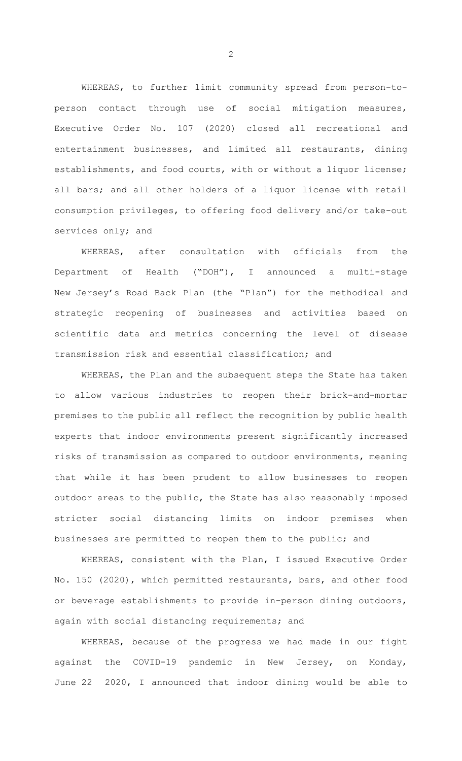WHEREAS, to further limit community spread from person-to-person contact through use of social mitigation measures, Executive Order No. 107 (2020) closed all recreational and entertainment businesses, and limited all restaurants, dining establishments, and food courts, with or without a liquor license; all bars; and all other holders of a liquor license with retail consumption privileges, to offering food delivery and/or take-out services only; and

WHEREAS, after consultation with officials from the Department of Health ("DOH"), I announced a multi-stage New Jersey's Road Back Plan (the "Plan") for the methodical and strategic reopening of businesses and activities based on scientific data and metrics concerning the level of disease transmission risk and essential classification; and

WHEREAS, the Plan and the subsequent steps the State has taken to allow various industries to reopen their brick-and-mortar premises to the public all reflect the recognition by public health experts that indoor environments present significantly increased risks of transmission as compared to outdoor environments, meaning that while it has been prudent to allow businesses to reopen outdoor areas to the public, the State has also reasonably imposed stricter social distancing limits on indoor premises when businesses are permitted to reopen them to the public; and

WHEREAS, consistent with the Plan, I issued Executive Order No. 150 (2020), which permitted restaurants, bars, and other food or beverage establishments to provide in-person dining outdoors, again with social distancing requirements; and

WHEREAS, because of the progress we had made in our fight against the COVID-19 pandemic in New Jersey, on Monday, June 22 2020, I announced that indoor dining would be able to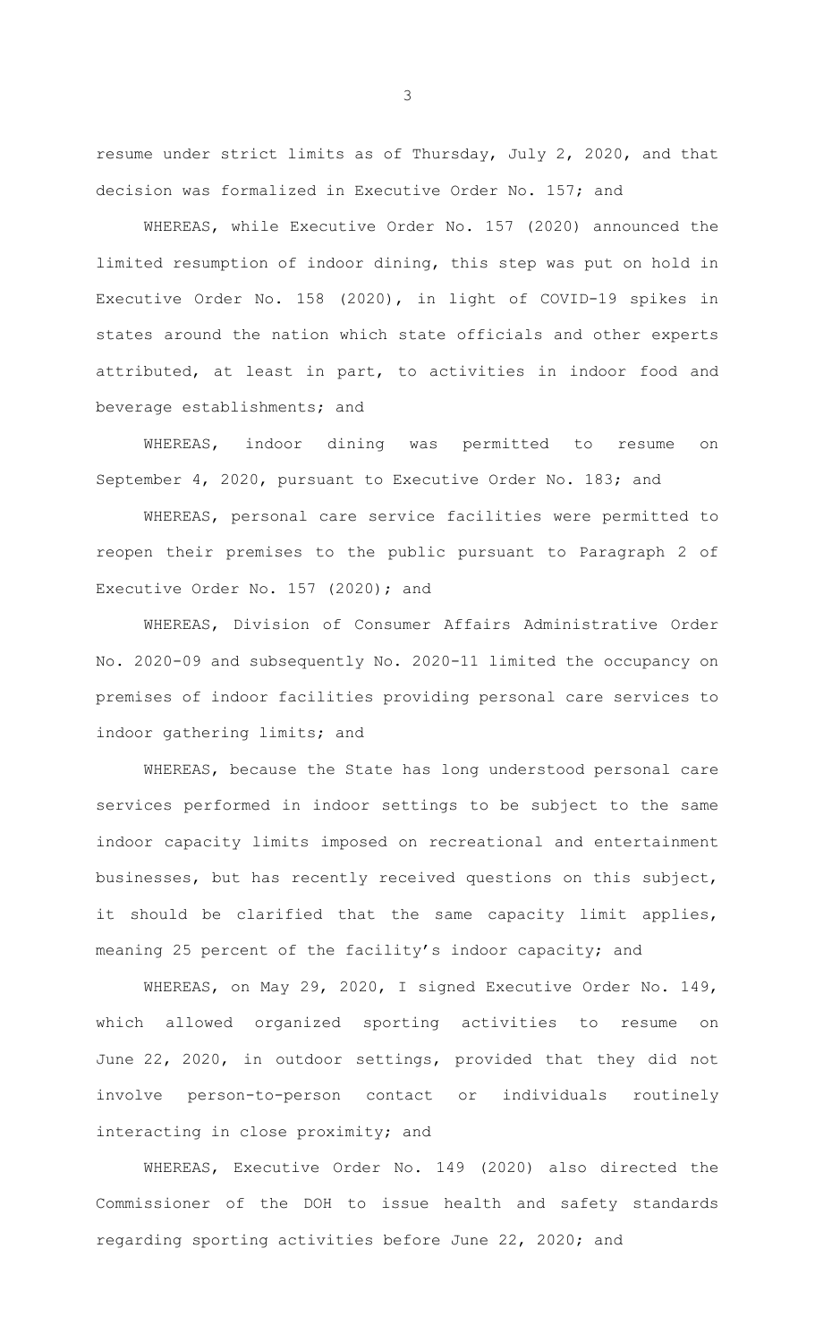resume under strict limits as of Thursday, July 2, 2020, and that decision was formalized in Executive Order No. 157; and

WHEREAS, while Executive Order No. 157 (2020) announced the limited resumption of indoor dining, this step was put on hold in Executive Order No. 158 (2020), in light of COVID-19 spikes in states around the nation which state officials and other experts attributed, at least in part, to activities in indoor food and beverage establishments; and

WHEREAS, indoor dining was permitted to resume on September 4, 2020, pursuant to Executive Order No. 183; and

WHEREAS, personal care service facilities were permitted to reopen their premises to the public pursuant to Paragraph 2 of Executive Order No. 157 (2020); and

WHEREAS, Division of Consumer Affairs Administrative Order No. 2020-09 and subsequently No. 2020-11 limited the occupancy on premises of indoor facilities providing personal care services to indoor gathering limits; and

WHEREAS, because the State has long understood personal care services performed in indoor settings to be subject to the same indoor capacity limits imposed on recreational and entertainment businesses, but has recently received questions on this subject, it should be clarified that the same capacity limit applies, meaning 25 percent of the facility's indoor capacity; and

WHEREAS, on May 29, 2020, I signed Executive Order No. 149, which allowed organized sporting activities to resume on June 22, 2020, in outdoor settings, provided that they did not involve person-to-person contact or individuals routinely interacting in close proximity; and

WHEREAS, Executive Order No. 149 (2020) also directed the Commissioner of the DOH to issue health and safety standards regarding sporting activities before June 22, 2020; and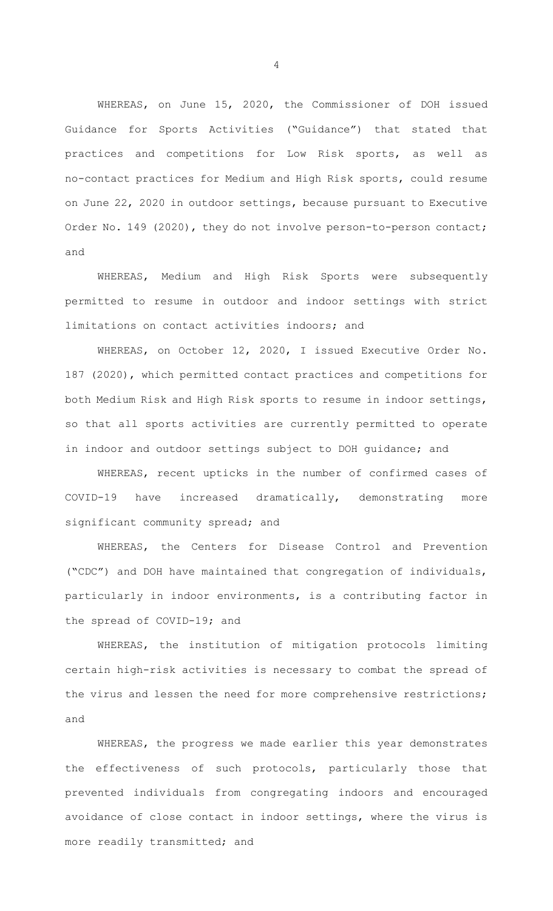WHEREAS, on June 15, 2020, the Commissioner of DOH issued Guidance for Sports Activities ("Guidance") that stated that practices and competitions for Low Risk sports, as well as no-contact practices for Medium and High Risk sports, could resume on June 22, 2020 in outdoor settings, because pursuant to Executive Order No. 149 (2020), they do not involve person-to-person contact; and

WHEREAS, Medium and High Risk Sports were subsequently permitted to resume in outdoor and indoor settings with strict limitations on contact activities indoors; and

WHEREAS, on October 12, 2020, I issued Executive Order No. 187 (2020), which permitted contact practices and competitions for both Medium Risk and High Risk sports to resume in indoor settings, so that all sports activities are currently permitted to operate in indoor and outdoor settings subject to DOH guidance; and

WHEREAS, recent upticks in the number of confirmed cases of COVID-19 have increased dramatically, demonstrating more significant community spread; and

WHEREAS, the Centers for Disease Control and Prevention ("CDC") and DOH have maintained that congregation of individuals, particularly in indoor environments, is a contributing factor in the spread of COVID-19; and

WHEREAS, the institution of mitigation protocols limiting certain high-risk activities is necessary to combat the spread of the virus and lessen the need for more comprehensive restrictions; and

WHEREAS, the progress we made earlier this year demonstrates the effectiveness of such protocols, particularly those that prevented individuals from congregating indoors and encouraged avoidance of close contact in indoor settings, where the virus is more readily transmitted; and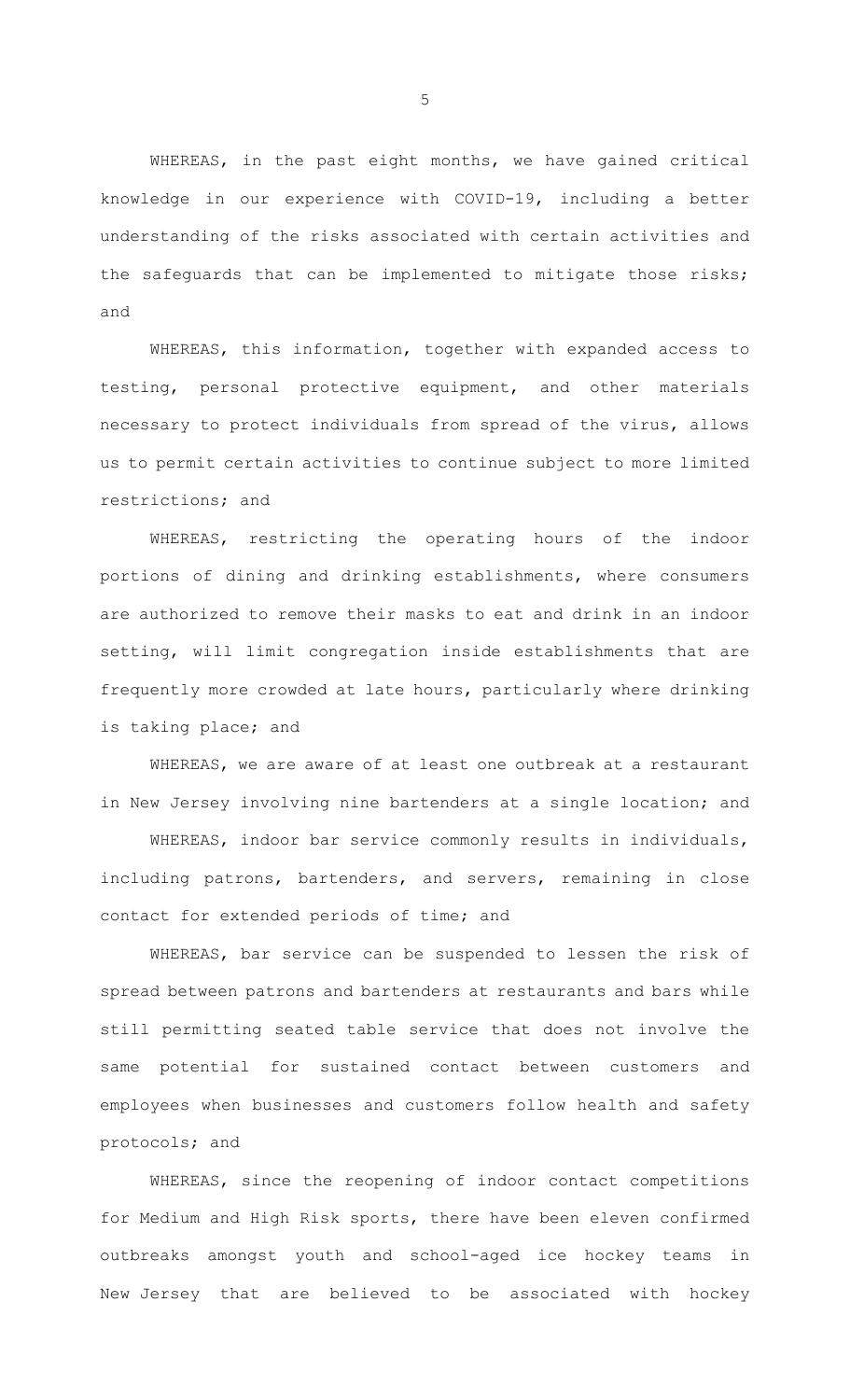WHEREAS, in the past eight months, we have gained critical knowledge in our experience with COVID-19, including a better understanding of the risks associated with certain activities and the safeguards that can be implemented to mitigate those risks; and

WHEREAS, this information, together with expanded access to testing, personal protective equipment, and other materials necessary to protect individuals from spread of the virus, allows us to permit certain activities to continue subject to more limited restrictions; and

WHEREAS, restricting the operating hours of the indoor portions of dining and drinking establishments, where consumers are authorized to remove their masks to eat and drink in an indoor setting, will limit congregation inside establishments that are frequently more crowded at late hours, particularly where drinking is taking place; and

WHEREAS, we are aware of at least one outbreak at a restaurant in New Jersey involving nine bartenders at a single location; and

WHEREAS, indoor bar service commonly results in individuals, including patrons, bartenders, and servers, remaining in close contact for extended periods of time; and

WHEREAS, bar service can be suspended to lessen the risk of spread between patrons and bartenders at restaurants and bars while still permitting seated table service that does not involve the same potential for sustained contact between customers and employees when businesses and customers follow health and safety protocols; and

WHEREAS, since the reopening of indoor contact competitions for Medium and High Risk sports, there have been eleven confirmed outbreaks amongst youth and school-aged ice hockey teams in New Jersey that are believed to be associated with hockey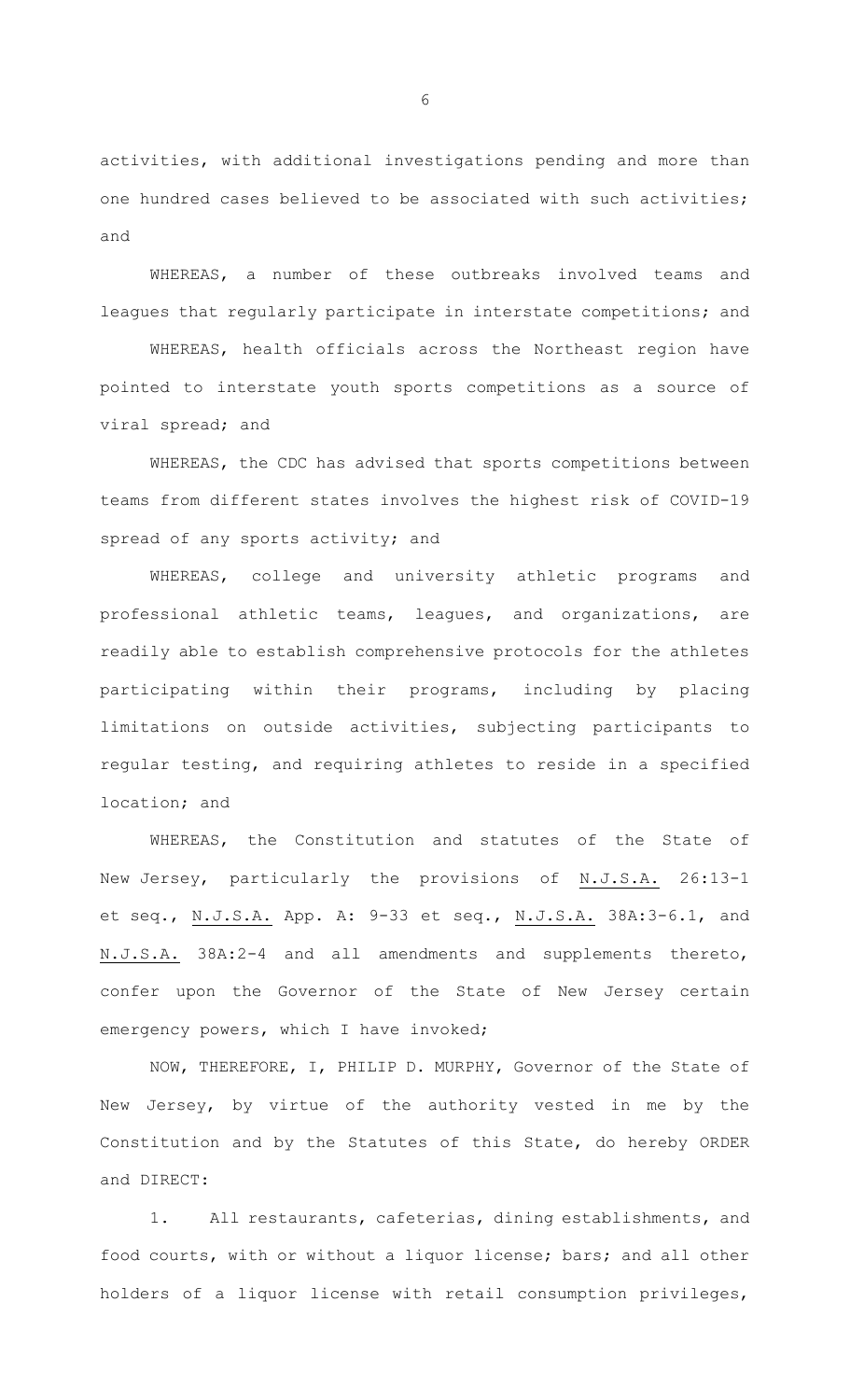activities, with additional investigations pending and more than one hundred cases believed to be associated with such activities; and

WHEREAS, a number of these outbreaks involved teams and leagues that regularly participate in interstate competitions; and

WHEREAS, health officials across the Northeast region have pointed to interstate youth sports competitions as a source of viral spread; and

WHEREAS, the CDC has advised that sports competitions between teams from different states involves the highest risk of COVID-19 spread of any sports activity; and

WHEREAS, college and university athletic programs and professional athletic teams, leagues, and organizations, are readily able to establish comprehensive protocols for the athletes participating within their programs, including by placing limitations on outside activities, subjecting participants to regular testing, and requiring athletes to reside in a specified location; and

WHEREAS, the Constitution and statutes of the State of New Jersey, particularly the provisions of N.J.S.A. 26:13-1 et seq., N.J.S.A. App. A: 9-33 et seq., N.J.S.A. 38A:3-6.1, and N.J.S.A. 38A:2-4 and all amendments and supplements thereto, confer upon the Governor of the State of New Jersey certain emergency powers, which I have invoked;

NOW, THEREFORE, I, PHILIP D. MURPHY, Governor of the State of New Jersey, by virtue of the authority vested in me by the Constitution and by the Statutes of this State, do hereby ORDER and DIRECT:

1. All restaurants, cafeterias, dining establishments, and food courts, with or without a liquor license; bars; and all other holders of a liquor license with retail consumption privileges,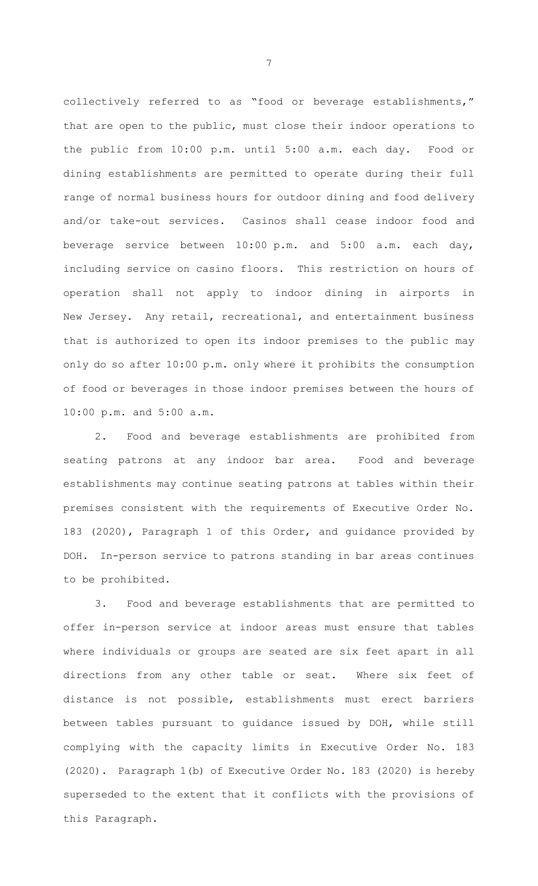collectively referred to as "food or beverage establishments," that are open to the public, must close their indoor operations to the public from 10:00 p.m. until 5:00 a.m. each day. Food or dining establishments are permitted to operate during their full range of normal business hours for outdoor dining and food delivery and/or take-out services. Casinos shall cease indoor food and beverage service between 10:00 p.m. and 5:00 a.m. each day, including service on casino floors. This restriction on hours of operation shall not apply to indoor dining in airports in New Jersey. Any retail, recreational, and entertainment business that is authorized to open its indoor premises to the public may only do so after 10:00 p.m. only where it prohibits the consumption of food or beverages in those indoor premises between the hours of 10:00 p.m. and 5:00 a.m.

2. Food and beverage establishments are prohibited from seating patrons at any indoor bar area. Food and beverage establishments may continue seating patrons at tables within their premises consistent with the requirements of Executive Order No. 183 (2020), Paragraph 1 of this Order, and guidance provided by DOH. In-person service to patrons standing in bar areas continues to be prohibited.

3. Food and beverage establishments that are permitted to offer in-person service at indoor areas must ensure that tables where individuals or groups are seated are six feet apart in all directions from any other table or seat. Where six feet of distance is not possible, establishments must erect barriers between tables pursuant to guidance issued by DOH, while still complying with the capacity limits in Executive Order No. 183 (2020). Paragraph 1(b) of Executive Order No. 183 (2020) is hereby superseded to the extent that it conflicts with the provisions of this Paragraph.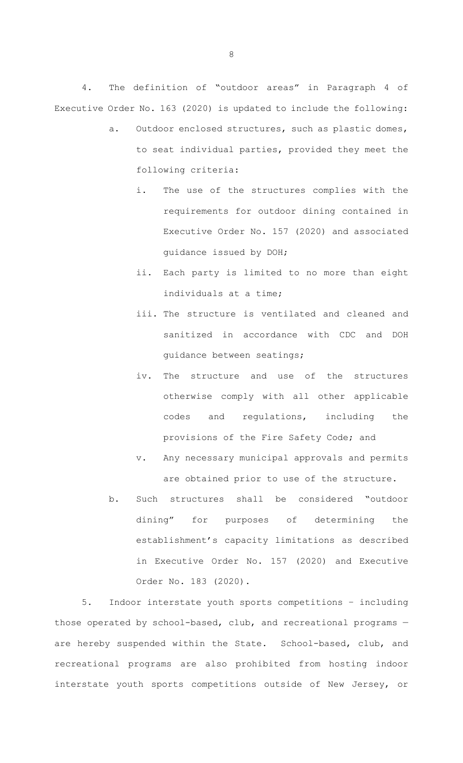4. The definition of "outdoor areas" in Paragraph 4 of Executive Order No. 163 (2020) is updated to include the following:

   a. Outdoor enclosed structures, such as plastic domes, to seat individual parties, provided they meet the following criteria:

      i. The use of the structures complies with the requirements for outdoor dining contained in Executive Order No. 157 (2020) and associated guidance issued by DOH;

      ii. Each party is limited to no more than eight individuals at a time;

      iii. The structure is ventilated and cleaned and sanitized in accordance with CDC and DOH guidance between seatings;

      iv. The structure and use of the structures otherwise comply with all other applicable codes and regulations, including the provisions of the Fire Safety Code; and

      v. Any necessary municipal approvals and permits are obtained prior to use of the structure.

   b. Such structures shall be considered "outdoor dining" for purposes of determining the establishment's capacity limitations as described in Executive Order No. 157 (2020) and Executive Order No. 183 (2020).

5. Indoor interstate youth sports competitions – including those operated by school-based, club, and recreational programs — are hereby suspended within the State. School-based, club, and recreational programs are also prohibited from hosting indoor interstate youth sports competitions outside of New Jersey, or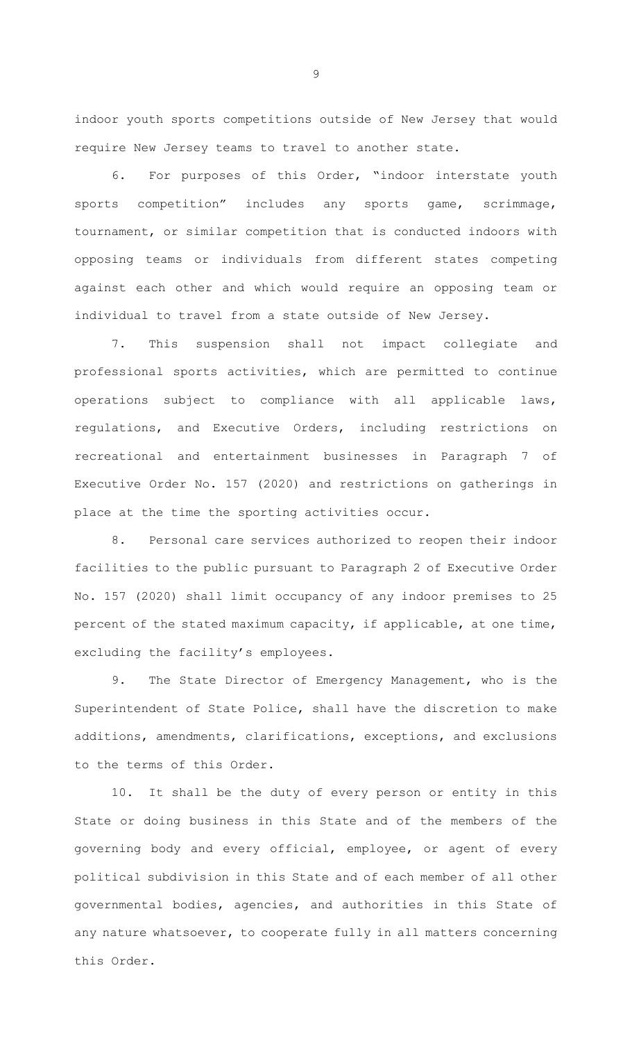indoor youth sports competitions outside of New Jersey that would require New Jersey teams to travel to another state.

6. For purposes of this Order, "indoor interstate youth sports competition" includes any sports game, scrimmage, tournament, or similar competition that is conducted indoors with opposing teams or individuals from different states competing against each other and which would require an opposing team or individual to travel from a state outside of New Jersey.

7. This suspension shall not impact collegiate and professional sports activities, which are permitted to continue operations subject to compliance with all applicable laws, regulations, and Executive Orders, including restrictions on recreational and entertainment businesses in Paragraph 7 of Executive Order No. 157 (2020) and restrictions on gatherings in place at the time the sporting activities occur.

8. Personal care services authorized to reopen their indoor facilities to the public pursuant to Paragraph 2 of Executive Order No. 157 (2020) shall limit occupancy of any indoor premises to 25 percent of the stated maximum capacity, if applicable, at one time, excluding the facility's employees.

9. The State Director of Emergency Management, who is the Superintendent of State Police, shall have the discretion to make additions, amendments, clarifications, exceptions, and exclusions to the terms of this Order.

10. It shall be the duty of every person or entity in this State or doing business in this State and of the members of the governing body and every official, employee, or agent of every political subdivision in this State and of each member of all other governmental bodies, agencies, and authorities in this State of any nature whatsoever, to cooperate fully in all matters concerning this Order.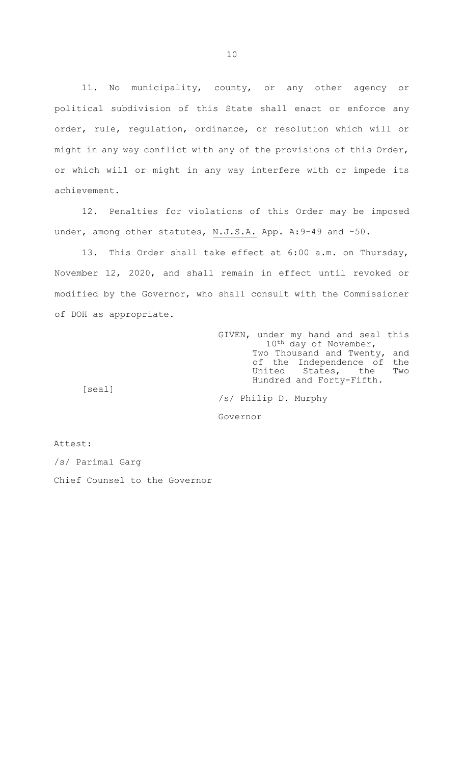11. No municipality, county, or any other agency or political subdivision of this State shall enact or enforce any order, rule, regulation, ordinance, or resolution which will or might in any way conflict with any of the provisions of this Order, or which will or might in any way interfere with or impede its achievement.

12. Penalties for violations of this Order may be imposed under, among other statutes, N.J.S.A. App. A:9-49 and -50.

13. This Order shall take effect at 6:00 a.m. on Thursday, November 12, 2020, and shall remain in effect until revoked or modified by the Governor, who shall consult with the Commissioner of DOH as appropriate.

GIVEN, under my hand and seal this 10th day of November, Two Thousand and Twenty, and of the Independence of the United States, the Two Hundred and Forty-Fifth.

[seal]

/s/ Philip D. Murphy

Governor

Attest:

/s/ Parimal Garg

Chief Counsel to the Governor